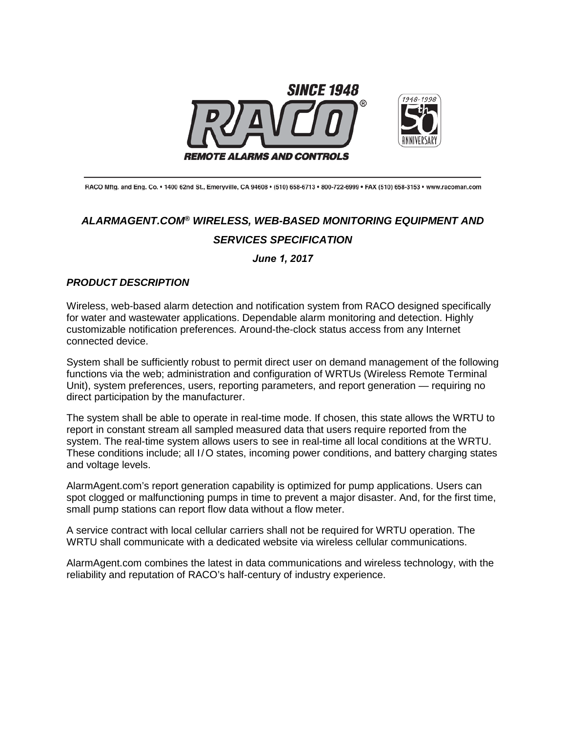SINCE 1948

RACO®

REMOTE ALARMS AND CONTROLS

1948-1998 50th ANNIVERSARY

RACO Mftg. and Eng. Co. • 1400 62nd St., Emeryville, CA 94608 • (510) 658-6713 • 800-722-6999 • FAX (510) 658-3153 • www.racoman.com

# *ALARMAGENT.COM® WIRELESS, WEB-BASED MONITORING EQUIPMENT AND SERVICES SPECIFICATION*

***June 1, 2017***

## *PRODUCT DESCRIPTION*

Wireless, web-based alarm detection and notification system from RACO designed specifically for water and wastewater applications. Dependable alarm monitoring and detection. Highly customizable notification preferences. Around-the-clock status access from any Internet connected device.

System shall be sufficiently robust to permit direct user on demand management of the following functions via the web; administration and configuration of WRTUs (Wireless Remote Terminal Unit), system preferences, users, reporting parameters, and report generation — requiring no direct participation by the manufacturer.

The system shall be able to operate in real-time mode. If chosen, this state allows the WRTU to report in constant stream all sampled measured data that users require reported from the system. The real-time system allows users to see in real-time all local conditions at the WRTU. These conditions include; all I/O states, incoming power conditions, and battery charging states and voltage levels.

AlarmAgent.com's report generation capability is optimized for pump applications. Users can spot clogged or malfunctioning pumps in time to prevent a major disaster. And, for the first time, small pump stations can report flow data without a flow meter.

A service contract with local cellular carriers shall not be required for WRTU operation. The WRTU shall communicate with a dedicated website via wireless cellular communications.

AlarmAgent.com combines the latest in data communications and wireless technology, with the reliability and reputation of RACO's half-century of industry experience.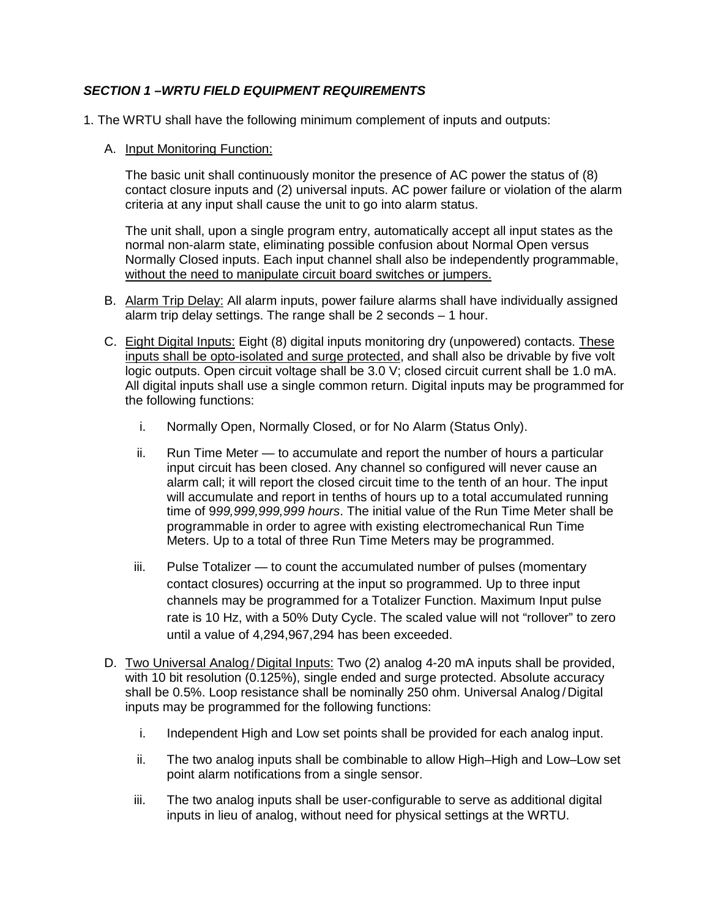***SECTION 1 –WRTU FIELD EQUIPMENT REQUIREMENTS***

1. The WRTU shall have the following minimum complement of inputs and outputs:

   A. <u>Input Monitoring Function:</u>

      The basic unit shall continuously monitor the presence of AC power the status of (8) contact closure inputs and (2) universal inputs. AC power failure or violation of the alarm criteria at any input shall cause the unit to go into alarm status.

      The unit shall, upon a single program entry, automatically accept all input states as the normal non-alarm state, eliminating possible confusion about Normal Open versus Normally Closed inputs. Each input channel shall also be independently programmable, <u>without the need to manipulate circuit board switches or jumpers.</u>

   B. <u>Alarm Trip Delay:</u> All alarm inputs, power failure alarms shall have individually assigned alarm trip delay settings. The range shall be 2 seconds – 1 hour.

   C. <u>Eight Digital Inputs:</u> Eight (8) digital inputs monitoring dry (unpowered) contacts. <u>These inputs shall be opto-isolated and surge protected</u>, and shall also be drivable by five volt logic outputs. Open circuit voltage shall be 3.0 V; closed circuit current shall be 1.0 mA. All digital inputs shall use a single common return. Digital inputs may be programmed for the following functions:

      i. Normally Open, Normally Closed, or for No Alarm (Status Only).

      ii. Run Time Meter — to accumulate and report the number of hours a particular input circuit has been closed. Any channel so configured will never cause an alarm call; it will report the closed circuit time to the tenth of an hour. The input will accumulate and report in tenths of hours up to a total accumulated running time of 9*99,999,999,999 hours*. The initial value of the Run Time Meter shall be programmable in order to agree with existing electromechanical Run Time Meters. Up to a total of three Run Time Meters may be programmed.

      iii. Pulse Totalizer — to count the accumulated number of pulses (momentary contact closures) occurring at the input so programmed. Up to three input channels may be programmed for a Totalizer Function. Maximum Input pulse rate is 10 Hz, with a 50% Duty Cycle. The scaled value will not "rollover" to zero until a value of 4,294,967,294 has been exceeded.

   D. <u>Two Universal Analog / Digital Inputs:</u> Two (2) analog 4-20 mA inputs shall be provided, with 10 bit resolution (0.125%), single ended and surge protected. Absolute accuracy shall be 0.5%. Loop resistance shall be nominally 250 ohm. Universal Analog / Digital inputs may be programmed for the following functions:

      i. Independent High and Low set points shall be provided for each analog input.

      ii. The two analog inputs shall be combinable to allow High–High and Low–Low set point alarm notifications from a single sensor.

      iii. The two analog inputs shall be user-configurable to serve as additional digital inputs in lieu of analog, without need for physical settings at the WRTU.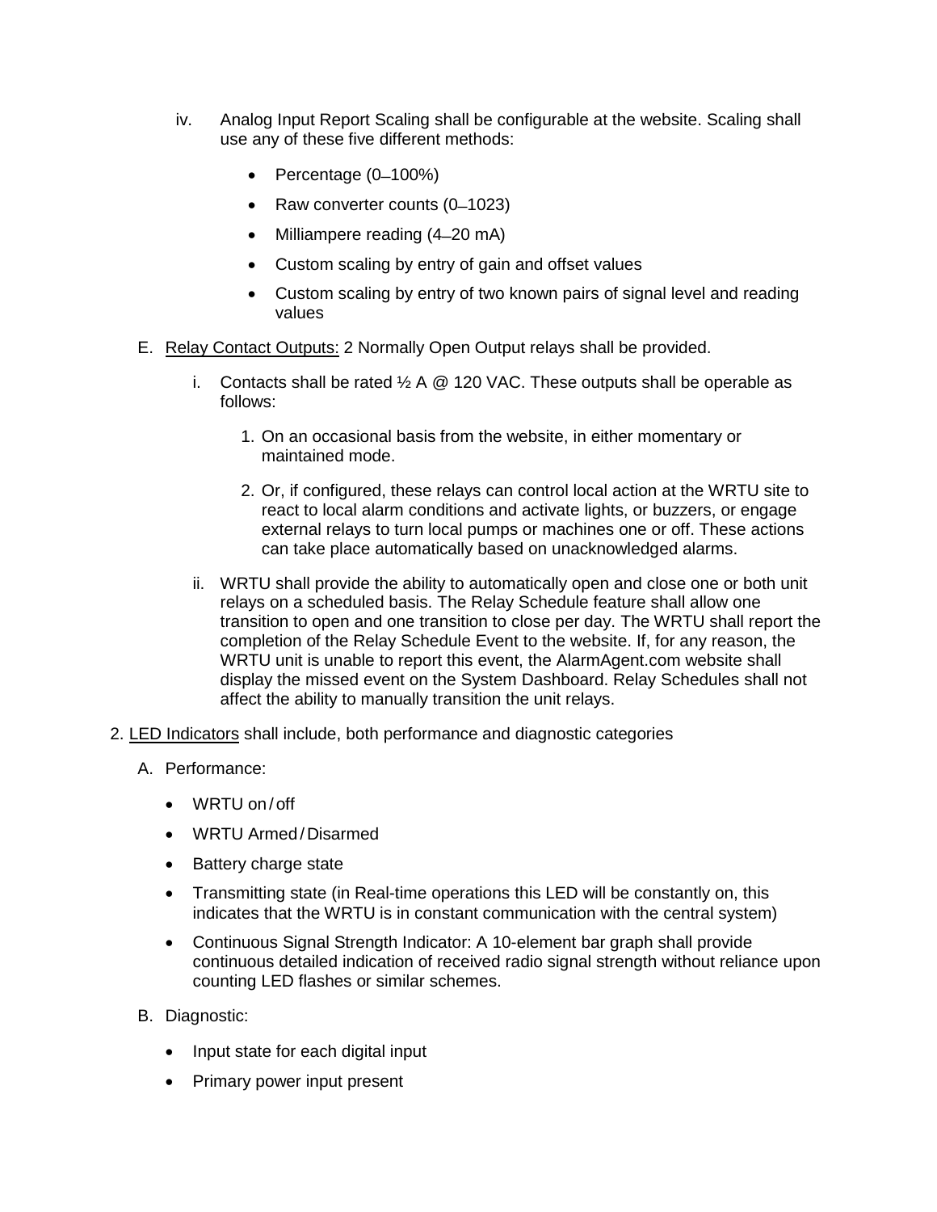iv. Analog Input Report Scaling shall be configurable at the website. Scaling shall use any of these five different methods:

- Percentage (0–100%)
- Raw converter counts (0–1023)
- Milliampere reading (4–20 mA)
- Custom scaling by entry of gain and offset values
- Custom scaling by entry of two known pairs of signal level and reading values

E. Relay Contact Outputs: 2 Normally Open Output relays shall be provided.

i. Contacts shall be rated ½ A @ 120 VAC. These outputs shall be operable as follows:

1. On an occasional basis from the website, in either momentary or maintained mode.

2. Or, if configured, these relays can control local action at the WRTU site to react to local alarm conditions and activate lights, or buzzers, or engage external relays to turn local pumps or machines one or off. These actions can take place automatically based on unacknowledged alarms.

ii. WRTU shall provide the ability to automatically open and close one or both unit relays on a scheduled basis. The Relay Schedule feature shall allow one transition to open and one transition to close per day. The WRTU shall report the completion of the Relay Schedule Event to the website. If, for any reason, the WRTU unit is unable to report this event, the AlarmAgent.com website shall display the missed event on the System Dashboard. Relay Schedules shall not affect the ability to manually transition the unit relays.

2. LED Indicators shall include, both performance and diagnostic categories

A. Performance:

- WRTU on / off
- WRTU Armed / Disarmed
- Battery charge state
- Transmitting state (in Real-time operations this LED will be constantly on, this indicates that the WRTU is in constant communication with the central system)
- Continuous Signal Strength Indicator: A 10-element bar graph shall provide continuous detailed indication of received radio signal strength without reliance upon counting LED flashes or similar schemes.

B. Diagnostic:

- Input state for each digital input
- Primary power input present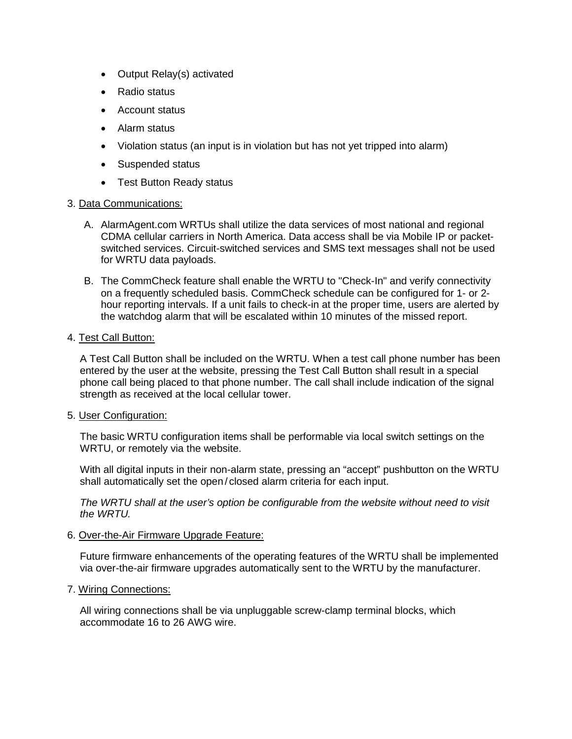- Output Relay(s) activated
- Radio status
- Account status
- Alarm status
- Violation status (an input is in violation but has not yet tripped into alarm)
- Suspended status
- Test Button Ready status

3. Data Communications:

   A. AlarmAgent.com WRTUs shall utilize the data services of most national and regional CDMA cellular carriers in North America. Data access shall be via Mobile IP or packet-switched services. Circuit-switched services and SMS text messages shall not be used for WRTU data payloads.

   B. The CommCheck feature shall enable the WRTU to "Check-In" and verify connectivity on a frequently scheduled basis. CommCheck schedule can be configured for 1- or 2-hour reporting intervals. If a unit fails to check-in at the proper time, users are alerted by the watchdog alarm that will be escalated within 10 minutes of the missed report.

4. Test Call Button:

   A Test Call Button shall be included on the WRTU. When a test call phone number has been entered by the user at the website, pressing the Test Call Button shall result in a special phone call being placed to that phone number. The call shall include indication of the signal strength as received at the local cellular tower.

5. User Configuration:

   The basic WRTU configuration items shall be performable via local switch settings on the WRTU, or remotely via the website.

   With all digital inputs in their non-alarm state, pressing an “accept” pushbutton on the WRTU shall automatically set the open / closed alarm criteria for each input.

   *The WRTU shall at the user’s option be configurable from the website without need to visit the WRTU.*

6. Over-the-Air Firmware Upgrade Feature:

   Future firmware enhancements of the operating features of the WRTU shall be implemented via over-the-air firmware upgrades automatically sent to the WRTU by the manufacturer.

7. Wiring Connections:

   All wiring connections shall be via unpluggable screw-clamp terminal blocks, which accommodate 16 to 26 AWG wire.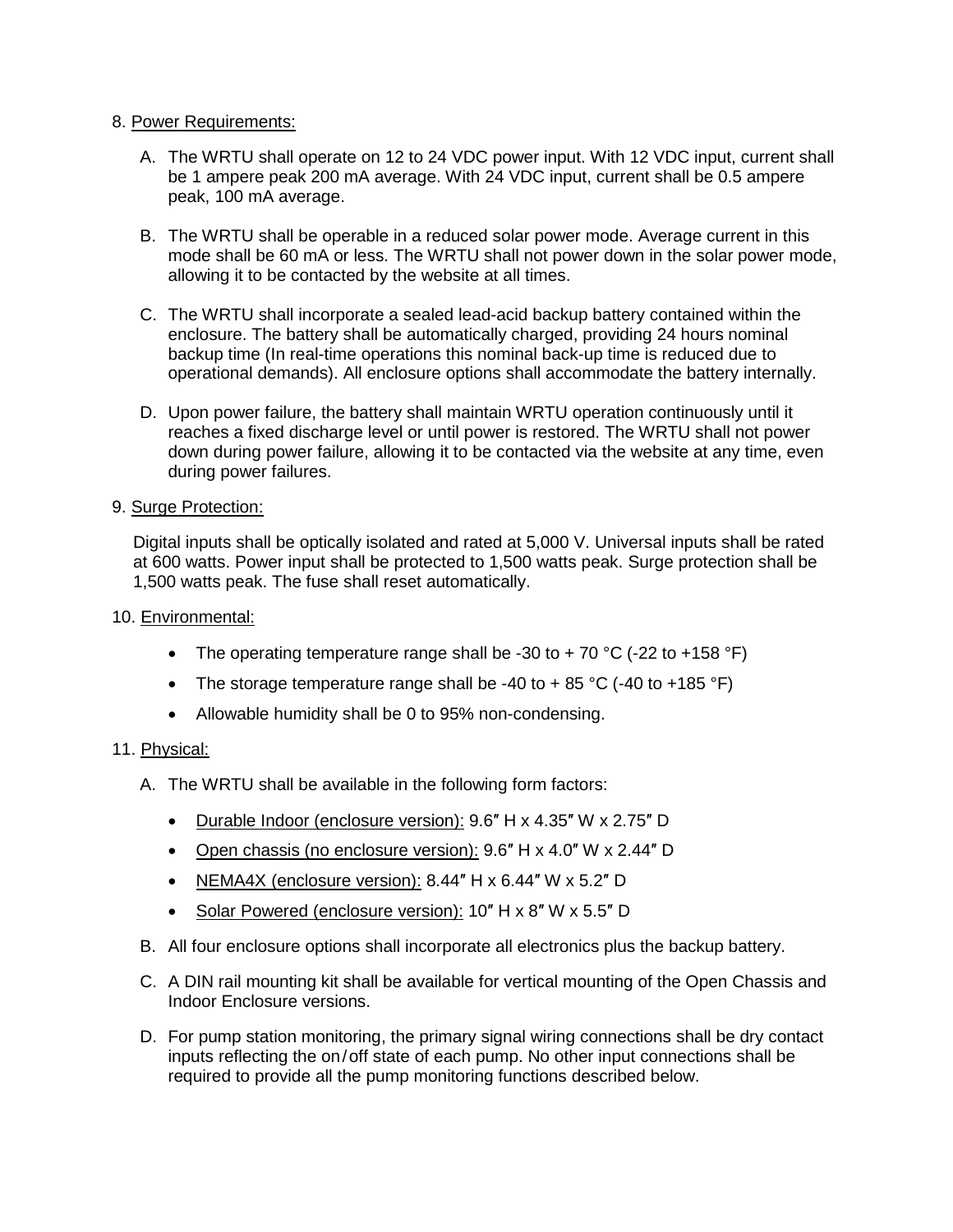8. <u>Power Requirements:</u>

   A. The WRTU shall operate on 12 to 24 VDC power input. With 12 VDC input, current shall be 1 ampere peak 200 mA average. With 24 VDC input, current shall be 0.5 ampere peak, 100 mA average.

   B. The WRTU shall be operable in a reduced solar power mode. Average current in this mode shall be 60 mA or less. The WRTU shall not power down in the solar power mode, allowing it to be contacted by the website at all times.

   C. The WRTU shall incorporate a sealed lead-acid backup battery contained within the enclosure. The battery shall be automatically charged, providing 24 hours nominal backup time (In real-time operations this nominal back-up time is reduced due to operational demands). All enclosure options shall accommodate the battery internally.

   D. Upon power failure, the battery shall maintain WRTU operation continuously until it reaches a fixed discharge level or until power is restored. The WRTU shall not power down during power failure, allowing it to be contacted via the website at any time, even during power failures.

9. <u>Surge Protection:</u>

   Digital inputs shall be optically isolated and rated at 5,000 V. Universal inputs shall be rated at 600 watts. Power input shall be protected to 1,500 watts peak. Surge protection shall be 1,500 watts peak. The fuse shall reset automatically.

10. <u>Environmental:</u>

    - The operating temperature range shall be -30 to + 70 °C (-22 to +158 °F)
    - The storage temperature range shall be -40 to + 85 °C (-40 to +185 °F)
    - Allowable humidity shall be 0 to 95% non-condensing.

11. <u>Physical:</u>

    A. The WRTU shall be available in the following form factors:

       - <u>Durable Indoor (enclosure version):</u> 9.6″ H x 4.35″ W x 2.75″ D
       - <u>Open chassis (no enclosure version):</u> 9.6″ H x 4.0″ W x 2.44″ D
       - <u>NEMA4X (enclosure version):</u> 8.44″ H x 6.44″ W x 5.2″ D
       - <u>Solar Powered (enclosure version):</u> 10″ H x 8″ W x 5.5″ D

    B. All four enclosure options shall incorporate all electronics plus the backup battery.

    C. A DIN rail mounting kit shall be available for vertical mounting of the Open Chassis and Indoor Enclosure versions.

    D. For pump station monitoring, the primary signal wiring connections shall be dry contact inputs reflecting the on/off state of each pump. No other input connections shall be required to provide all the pump monitoring functions described below.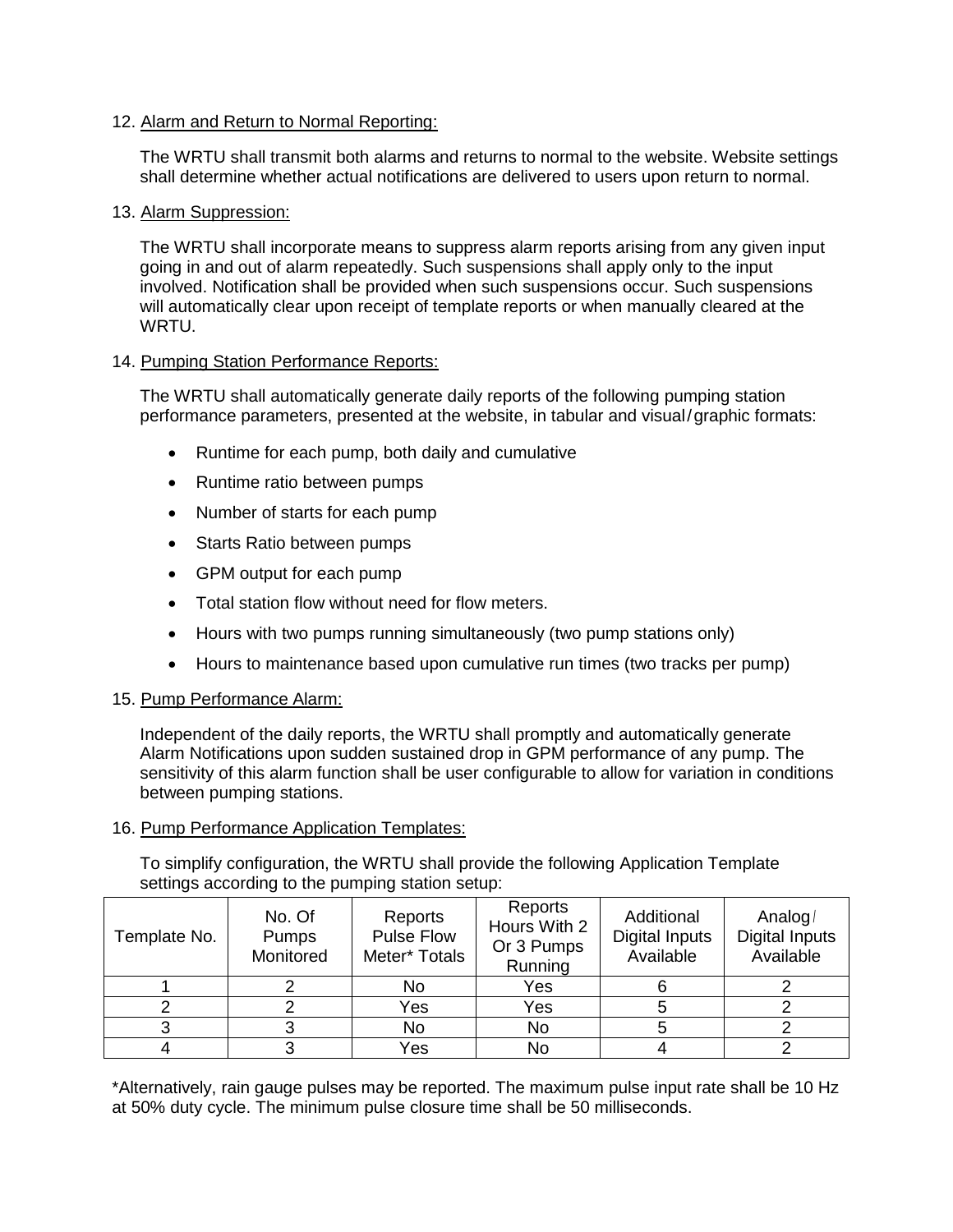12. Alarm and Return to Normal Reporting:

    The WRTU shall transmit both alarms and returns to normal to the website. Website settings shall determine whether actual notifications are delivered to users upon return to normal.

13. Alarm Suppression:

    The WRTU shall incorporate means to suppress alarm reports arising from any given input going in and out of alarm repeatedly. Such suspensions shall apply only to the input involved. Notification shall be provided when such suspensions occur. Such suspensions will automatically clear upon receipt of template reports or when manually cleared at the WRTU.

14. Pumping Station Performance Reports:

    The WRTU shall automatically generate daily reports of the following pumping station performance parameters, presented at the website, in tabular and visual/graphic formats:

    - Runtime for each pump, both daily and cumulative
    - Runtime ratio between pumps
    - Number of starts for each pump
    - Starts Ratio between pumps
    - GPM output for each pump
    - Total station flow without need for flow meters.
    - Hours with two pumps running simultaneously (two pump stations only)
    - Hours to maintenance based upon cumulative run times (two tracks per pump)

15. Pump Performance Alarm:

    Independent of the daily reports, the WRTU shall promptly and automatically generate Alarm Notifications upon sudden sustained drop in GPM performance of any pump. The sensitivity of this alarm function shall be user configurable to allow for variation in conditions between pumping stations.

16. Pump Performance Application Templates:

    To simplify configuration, the WRTU shall provide the following Application Template settings according to the pumping station setup:

| Template No. | No. Of Pumps Monitored | Reports Pulse Flow Meter* Totals | Reports Hours With 2 Or 3 Pumps Running | Additional Digital Inputs Available | Analog/ Digital Inputs Available |
|---|---|---|---|---|---|
| 1 | 2 | No | Yes | 6 | 2 |
| 2 | 2 | Yes | Yes | 5 | 2 |
| 3 | 3 | No | No | 5 | 2 |
| 4 | 3 | Yes | No | 4 | 2 |

*Alternatively, rain gauge pulses may be reported. The maximum pulse input rate shall be 10 Hz at 50% duty cycle. The minimum pulse closure time shall be 50 milliseconds.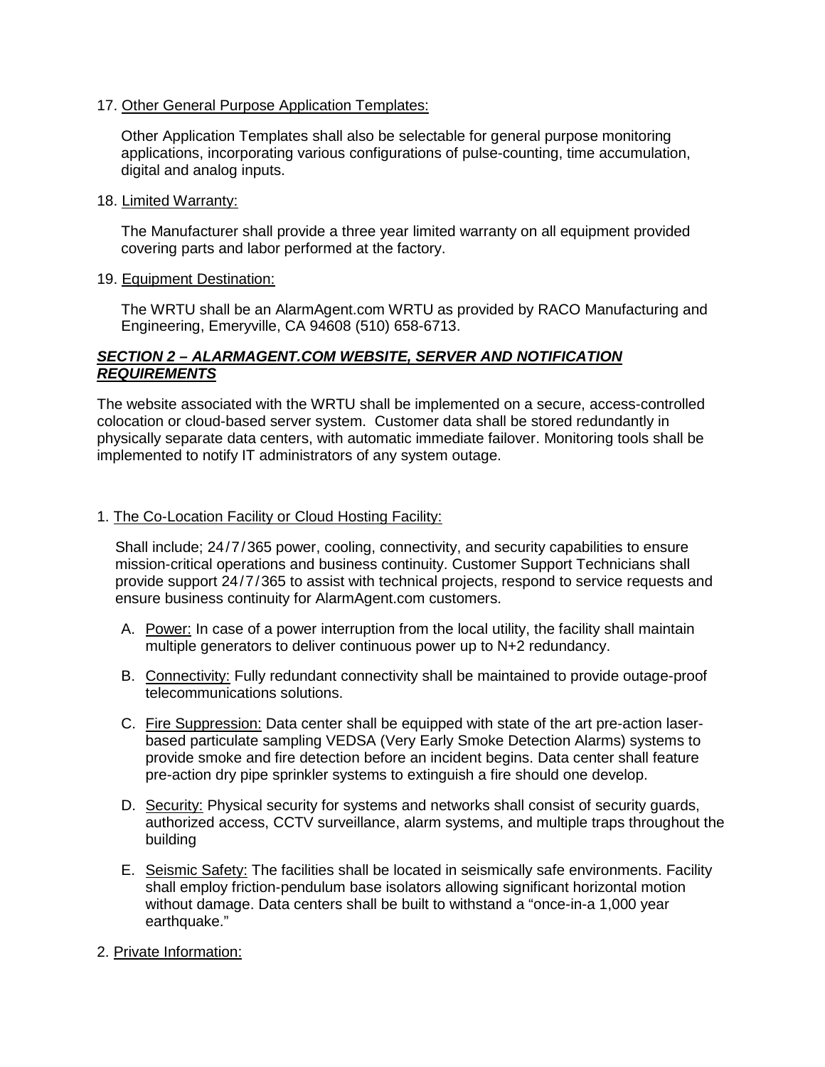17. Other General Purpose Application Templates:

Other Application Templates shall also be selectable for general purpose monitoring applications, incorporating various configurations of pulse-counting, time accumulation, digital and analog inputs.

18. Limited Warranty:

The Manufacturer shall provide a three year limited warranty on all equipment provided covering parts and labor performed at the factory.

19. Equipment Destination:

The WRTU shall be an AlarmAgent.com WRTU as provided by RACO Manufacturing and Engineering, Emeryville, CA 94608 (510) 658-6713.

## ***SECTION 2 – ALARMAGENT.COM WEBSITE, SERVER AND NOTIFICATION REQUIREMENTS***

The website associated with the WRTU shall be implemented on a secure, access-controlled colocation or cloud-based server system. Customer data shall be stored redundantly in physically separate data centers, with automatic immediate failover. Monitoring tools shall be implemented to notify IT administrators of any system outage.

1. The Co-Location Facility or Cloud Hosting Facility:

Shall include; 24/7/365 power, cooling, connectivity, and security capabilities to ensure mission-critical operations and business continuity. Customer Support Technicians shall provide support 24/7/365 to assist with technical projects, respond to service requests and ensure business continuity for AlarmAgent.com customers.

A. Power: In case of a power interruption from the local utility, the facility shall maintain multiple generators to deliver continuous power up to N+2 redundancy.

B. Connectivity: Fully redundant connectivity shall be maintained to provide outage-proof telecommunications solutions.

C. Fire Suppression: Data center shall be equipped with state of the art pre-action laser-based particulate sampling VEDSA (Very Early Smoke Detection Alarms) systems to provide smoke and fire detection before an incident begins. Data center shall feature pre-action dry pipe sprinkler systems to extinguish a fire should one develop.

D. Security: Physical security for systems and networks shall consist of security guards, authorized access, CCTV surveillance, alarm systems, and multiple traps throughout the building

E. Seismic Safety: The facilities shall be located in seismically safe environments. Facility shall employ friction-pendulum base isolators allowing significant horizontal motion without damage. Data centers shall be built to withstand a "once-in-a 1,000 year earthquake."

2. Private Information: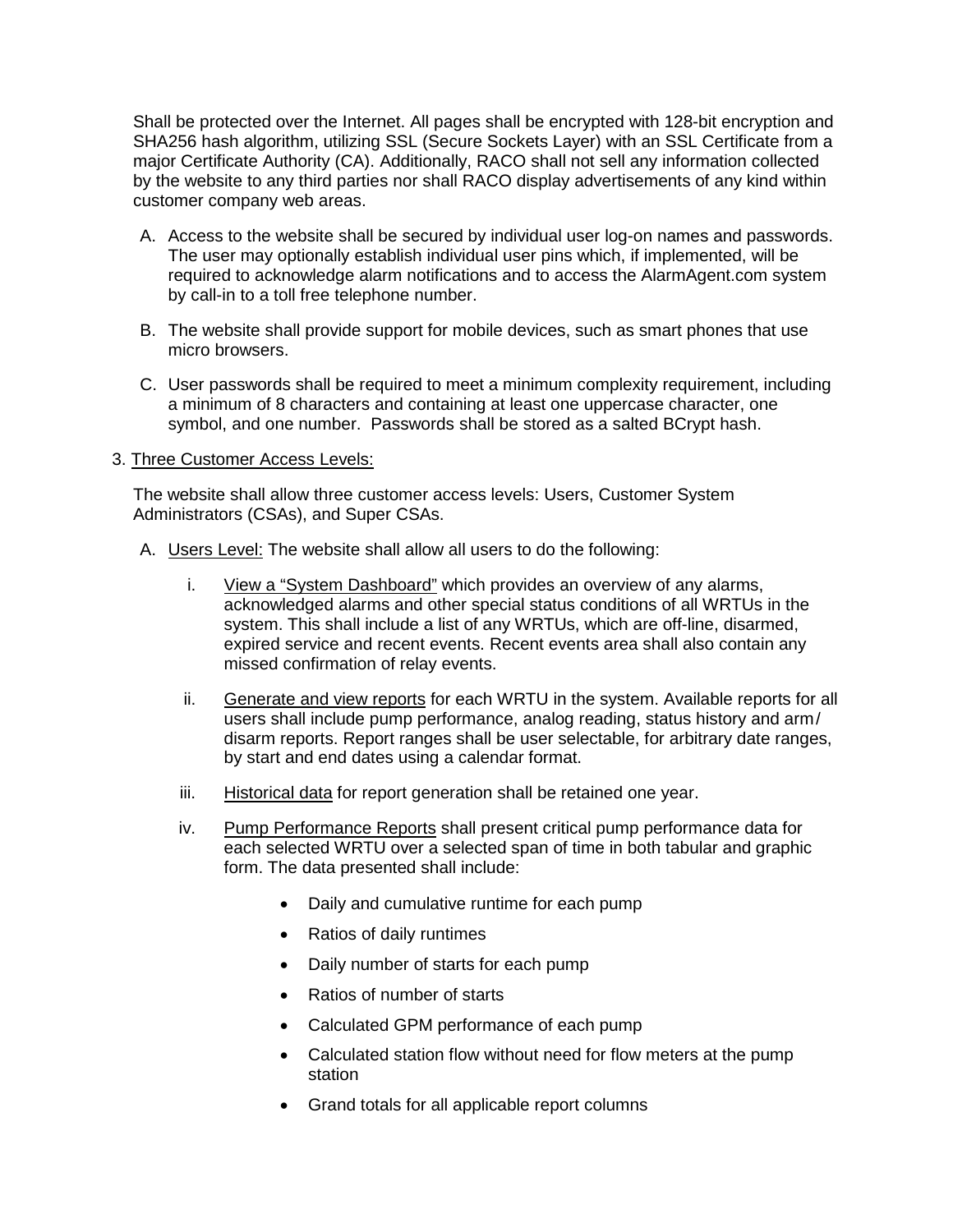Shall be protected over the Internet. All pages shall be encrypted with 128-bit encryption and SHA256 hash algorithm, utilizing SSL (Secure Sockets Layer) with an SSL Certificate from a major Certificate Authority (CA). Additionally, RACO shall not sell any information collected by the website to any third parties nor shall RACO display advertisements of any kind within customer company web areas.

A. Access to the website shall be secured by individual user log-on names and passwords. The user may optionally establish individual user pins which, if implemented, will be required to acknowledge alarm notifications and to access the AlarmAgent.com system by call-in to a toll free telephone number.

B. The website shall provide support for mobile devices, such as smart phones that use micro browsers.

C. User passwords shall be required to meet a minimum complexity requirement, including a minimum of 8 characters and containing at least one uppercase character, one symbol, and one number. Passwords shall be stored as a salted BCrypt hash.

3. Three Customer Access Levels:

The website shall allow three customer access levels: Users, Customer System Administrators (CSAs), and Super CSAs.

A. Users Level: The website shall allow all users to do the following:

i. View a "System Dashboard" which provides an overview of any alarms, acknowledged alarms and other special status conditions of all WRTUs in the system. This shall include a list of any WRTUs, which are off-line, disarmed, expired service and recent events. Recent events area shall also contain any missed confirmation of relay events.

ii. Generate and view reports for each WRTU in the system. Available reports for all users shall include pump performance, analog reading, status history and arm/ disarm reports. Report ranges shall be user selectable, for arbitrary date ranges, by start and end dates using a calendar format.

iii. Historical data for report generation shall be retained one year.

iv. Pump Performance Reports shall present critical pump performance data for each selected WRTU over a selected span of time in both tabular and graphic form. The data presented shall include:

- Daily and cumulative runtime for each pump
- Ratios of daily runtimes
- Daily number of starts for each pump
- Ratios of number of starts
- Calculated GPM performance of each pump
- Calculated station flow without need for flow meters at the pump station
- Grand totals for all applicable report columns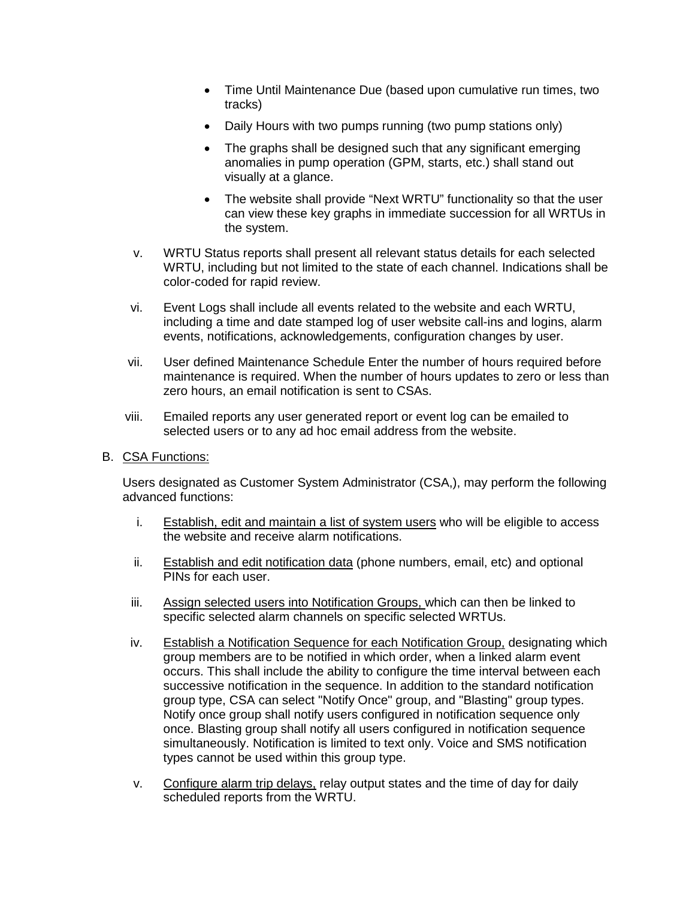- Time Until Maintenance Due (based upon cumulative run times, two tracks)
- Daily Hours with two pumps running (two pump stations only)
- The graphs shall be designed such that any significant emerging anomalies in pump operation (GPM, starts, etc.) shall stand out visually at a glance.
- The website shall provide "Next WRTU" functionality so that the user can view these key graphs in immediate succession for all WRTUs in the system.

v. WRTU Status reports shall present all relevant status details for each selected WRTU, including but not limited to the state of each channel. Indications shall be color-coded for rapid review.

vi. Event Logs shall include all events related to the website and each WRTU, including a time and date stamped log of user website call-ins and logins, alarm events, notifications, acknowledgements, configuration changes by user.

vii. User defined Maintenance Schedule Enter the number of hours required before maintenance is required. When the number of hours updates to zero or less than zero hours, an email notification is sent to CSAs.

viii. Emailed reports any user generated report or event log can be emailed to selected users or to any ad hoc email address from the website.

B. <u>CSA Functions:</u>

Users designated as Customer System Administrator (CSA,), may perform the following advanced functions:

i. <u>Establish, edit and maintain a list of system users</u> who will be eligible to access the website and receive alarm notifications.

ii. <u>Establish and edit notification data</u> (phone numbers, email, etc) and optional PINs for each user.

iii. <u>Assign selected users into Notification Groups,</u> which can then be linked to specific selected alarm channels on specific selected WRTUs.

iv. <u>Establish a Notification Sequence for each Notification Group,</u> designating which group members are to be notified in which order, when a linked alarm event occurs. This shall include the ability to configure the time interval between each successive notification in the sequence. In addition to the standard notification group type, CSA can select "Notify Once" group, and "Blasting" group types. Notify once group shall notify users configured in notification sequence only once. Blasting group shall notify all users configured in notification sequence simultaneously. Notification is limited to text only. Voice and SMS notification types cannot be used within this group type.

v. <u>Configure alarm trip delays,</u> relay output states and the time of day for daily scheduled reports from the WRTU.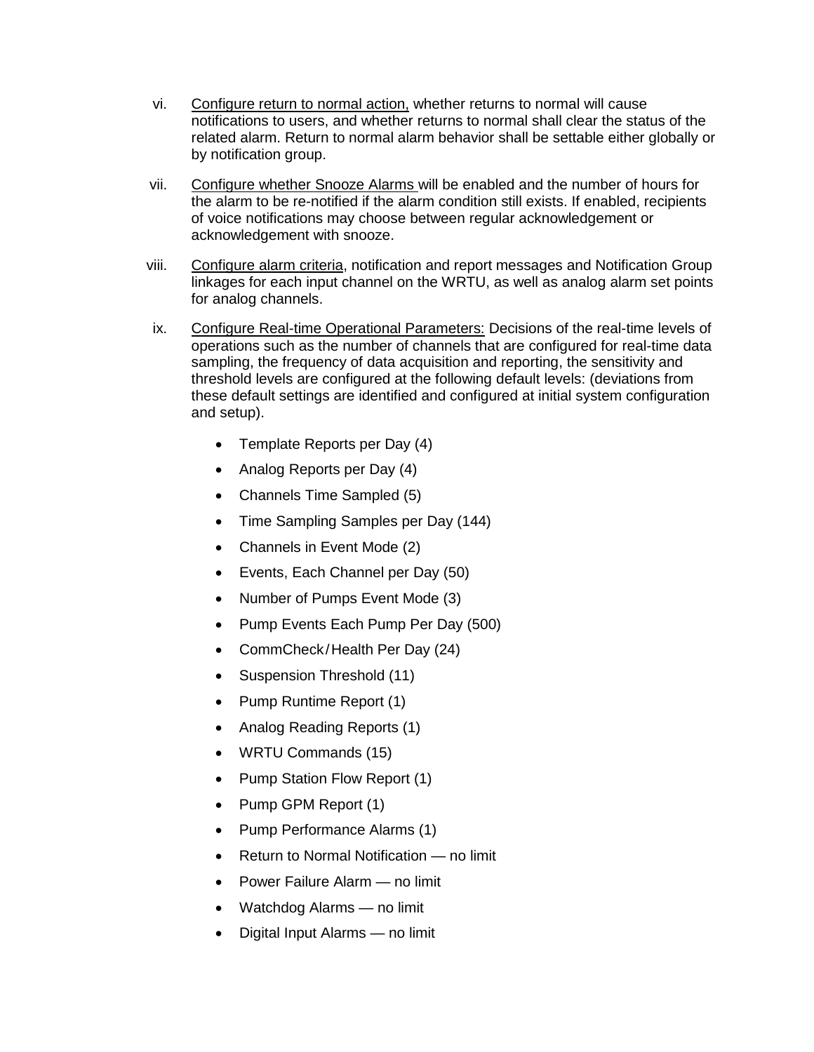vi. Configure return to normal action, whether returns to normal will cause notifications to users, and whether returns to normal shall clear the status of the related alarm. Return to normal alarm behavior shall be settable either globally or by notification group.

vii. Configure whether Snooze Alarms will be enabled and the number of hours for the alarm to be re-notified if the alarm condition still exists. If enabled, recipients of voice notifications may choose between regular acknowledgement or acknowledgement with snooze.

viii. Configure alarm criteria, notification and report messages and Notification Group linkages for each input channel on the WRTU, as well as analog alarm set points for analog channels.

ix. Configure Real-time Operational Parameters: Decisions of the real-time levels of operations such as the number of channels that are configured for real-time data sampling, the frequency of data acquisition and reporting, the sensitivity and threshold levels are configured at the following default levels: (deviations from these default settings are identified and configured at initial system configuration and setup).

- Template Reports per Day (4)
- Analog Reports per Day (4)
- Channels Time Sampled (5)
- Time Sampling Samples per Day (144)
- Channels in Event Mode (2)
- Events, Each Channel per Day (50)
- Number of Pumps Event Mode (3)
- Pump Events Each Pump Per Day (500)
- CommCheck/Health Per Day (24)
- Suspension Threshold (11)
- Pump Runtime Report (1)
- Analog Reading Reports (1)
- WRTU Commands (15)
- Pump Station Flow Report (1)
- Pump GPM Report (1)
- Pump Performance Alarms (1)
- Return to Normal Notification — no limit
- Power Failure Alarm — no limit
- Watchdog Alarms — no limit
- Digital Input Alarms — no limit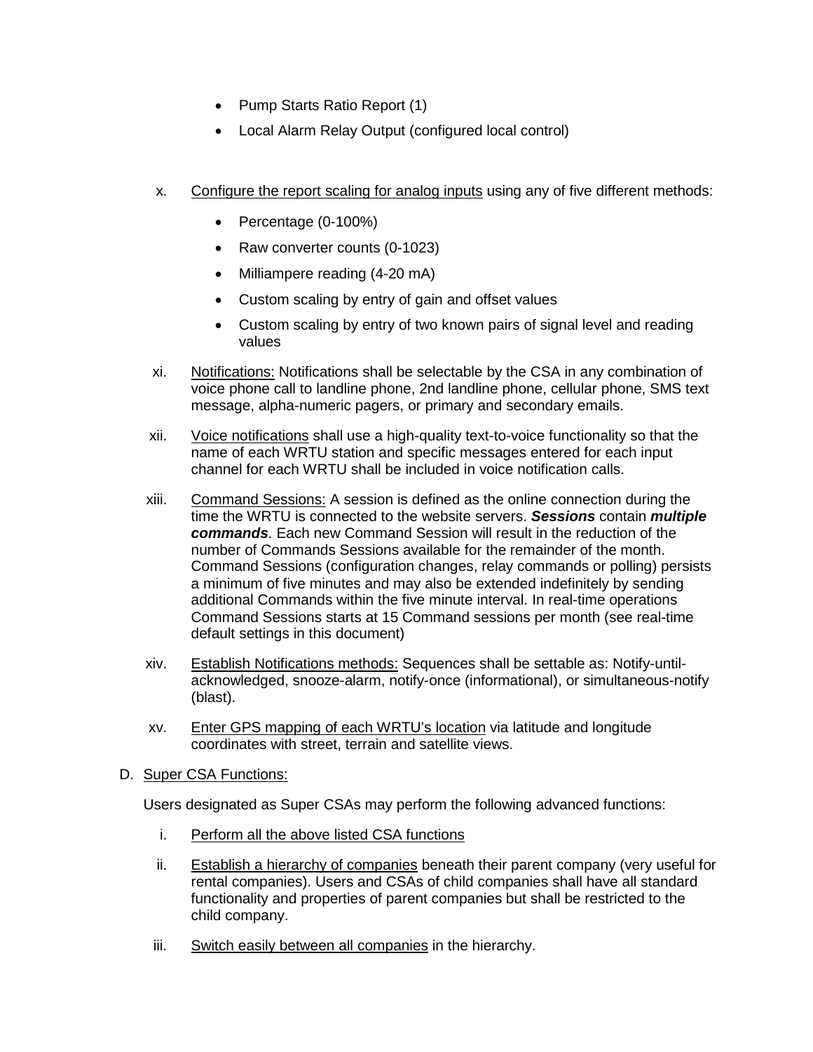- Pump Starts Ratio Report (1)
- Local Alarm Relay Output (configured local control)

x. Configure the report scaling for analog inputs using any of five different methods:

   - Percentage (0-100%)
   - Raw converter counts (0-1023)
   - Milliampere reading (4-20 mA)
   - Custom scaling by entry of gain and offset values
   - Custom scaling by entry of two known pairs of signal level and reading values

xi. Notifications: Notifications shall be selectable by the CSA in any combination of voice phone call to landline phone, 2nd landline phone, cellular phone, SMS text message, alpha-numeric pagers, or primary and secondary emails.

xii. Voice notifications shall use a high-quality text-to-voice functionality so that the name of each WRTU station and specific messages entered for each input channel for each WRTU shall be included in voice notification calls.

xiii. Command Sessions: A session is defined as the online connection during the time the WRTU is connected to the website servers. ***Sessions*** contain ***multiple commands***. Each new Command Session will result in the reduction of the number of Commands Sessions available for the remainder of the month. Command Sessions (configuration changes, relay commands or polling) persists a minimum of five minutes and may also be extended indefinitely by sending additional Commands within the five minute interval. In real-time operations Command Sessions starts at 15 Command sessions per month (see real-time default settings in this document)

xiv. Establish Notifications methods: Sequences shall be settable as: Notify-until-acknowledged, snooze-alarm, notify-once (informational), or simultaneous-notify (blast).

xv. Enter GPS mapping of each WRTU's location via latitude and longitude coordinates with street, terrain and satellite views.

D. Super CSA Functions:

Users designated as Super CSAs may perform the following advanced functions:

i. Perform all the above listed CSA functions

ii. Establish a hierarchy of companies beneath their parent company (very useful for rental companies). Users and CSAs of child companies shall have all standard functionality and properties of parent companies but shall be restricted to the child company.

iii. Switch easily between all companies in the hierarchy.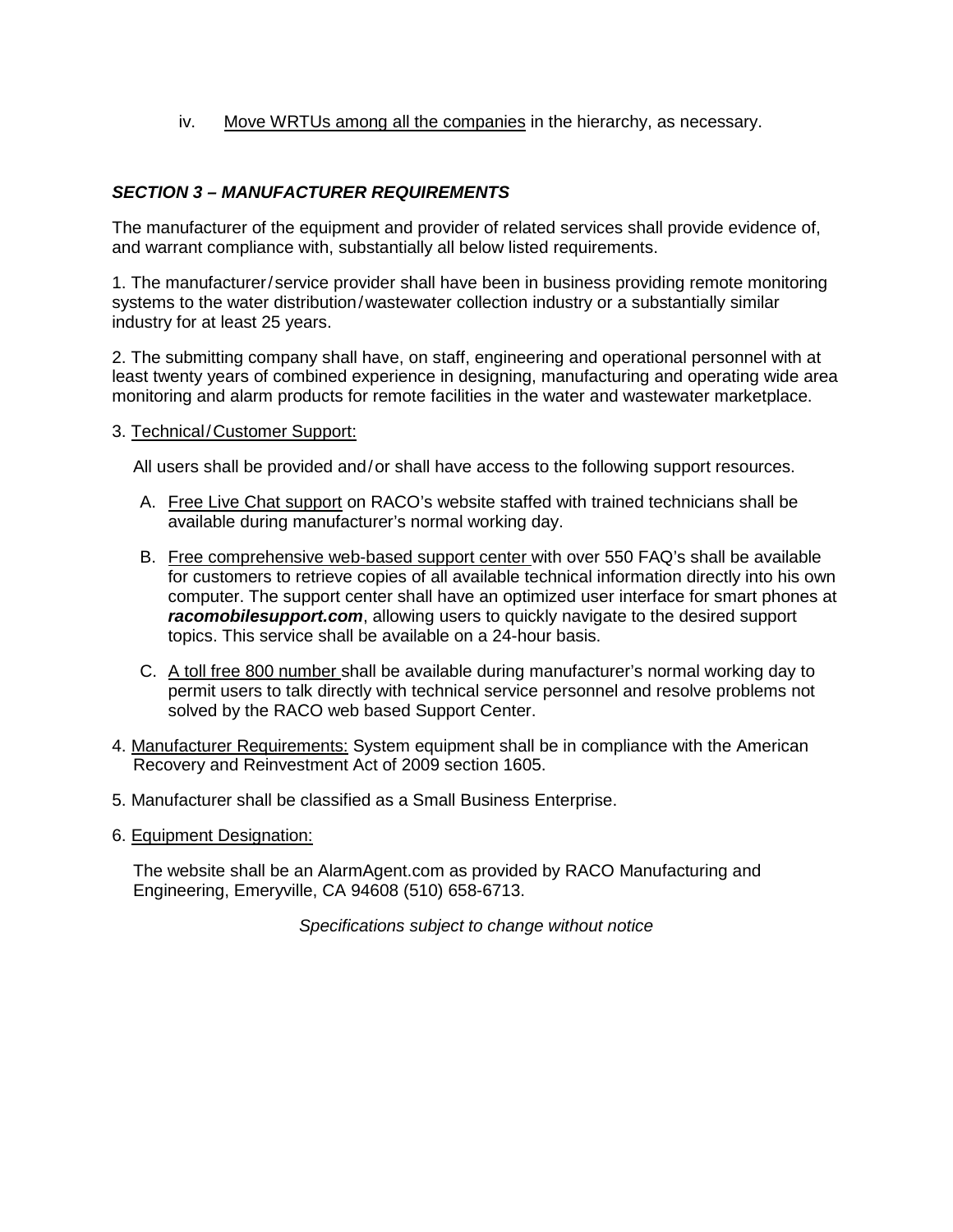iv. Move WRTUs among all the companies in the hierarchy, as necessary.

***SECTION 3 – MANUFACTURER REQUIREMENTS***

The manufacturer of the equipment and provider of related services shall provide evidence of, and warrant compliance with, substantially all below listed requirements.

1. The manufacturer/service provider shall have been in business providing remote monitoring systems to the water distribution/wastewater collection industry or a substantially similar industry for at least 25 years.

2. The submitting company shall have, on staff, engineering and operational personnel with at least twenty years of combined experience in designing, manufacturing and operating wide area monitoring and alarm products for remote facilities in the water and wastewater marketplace.

3. Technical/Customer Support:

All users shall be provided and/or shall have access to the following support resources.

A. Free Live Chat support on RACO's website staffed with trained technicians shall be available during manufacturer's normal working day.

B. Free comprehensive web-based support center with over 550 FAQ's shall be available for customers to retrieve copies of all available technical information directly into his own computer. The support center shall have an optimized user interface for smart phones at ***racomobilesupport.com***, allowing users to quickly navigate to the desired support topics. This service shall be available on a 24-hour basis.

C. A toll free 800 number shall be available during manufacturer's normal working day to permit users to talk directly with technical service personnel and resolve problems not solved by the RACO web based Support Center.

4. Manufacturer Requirements: System equipment shall be in compliance with the American Recovery and Reinvestment Act of 2009 section 1605.

5. Manufacturer shall be classified as a Small Business Enterprise.

6. Equipment Designation:

The website shall be an AlarmAgent.com as provided by RACO Manufacturing and Engineering, Emeryville, CA 94608 (510) 658-6713.

*Specifications subject to change without notice*